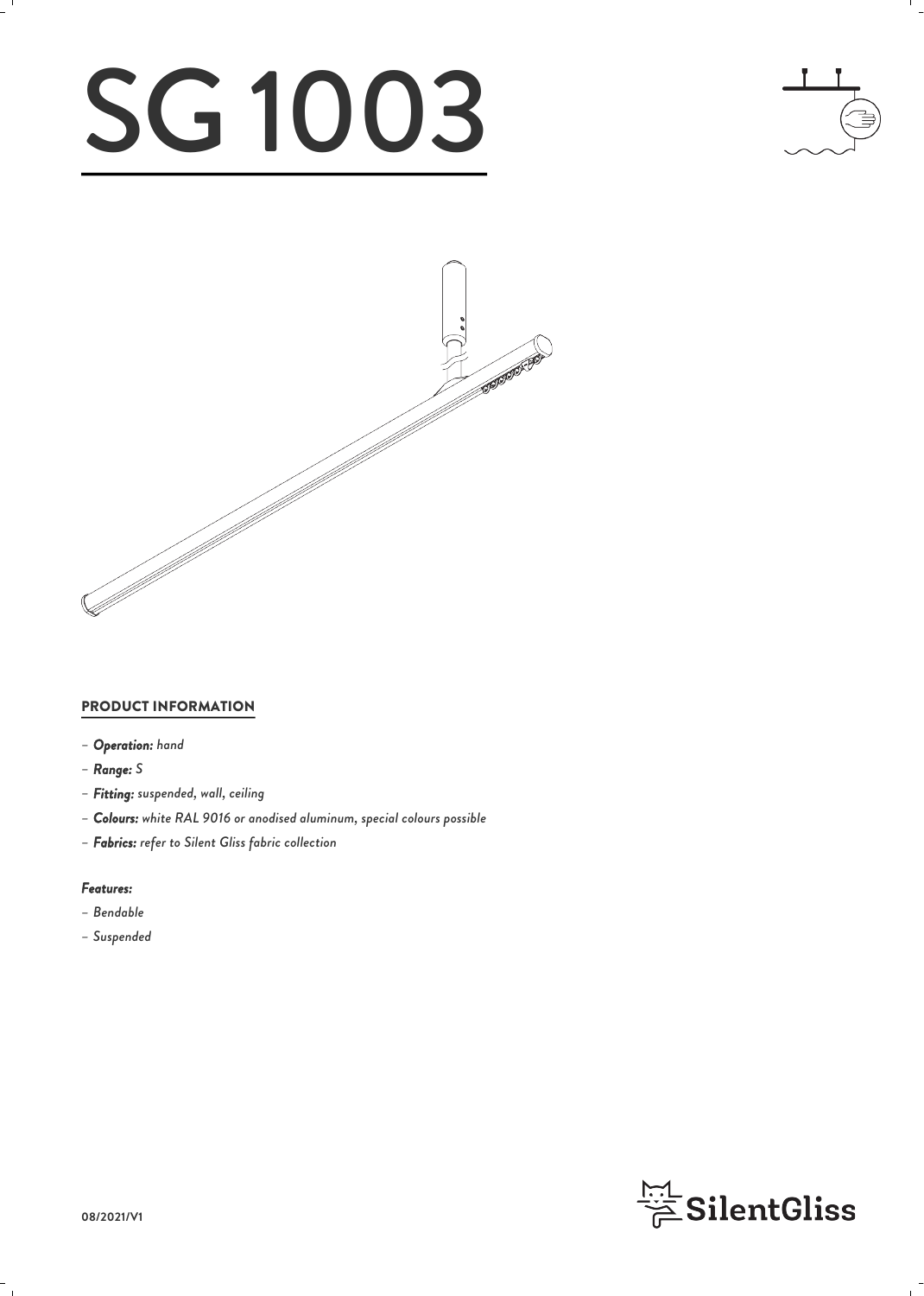# SG 1003

## PRODUCT INFORMATION

- ***Operation:*** *hand*
- ***Range:*** *S*
- ***Fitting:*** *suspended, wall, ceiling*
- ***Colours:*** *white RAL 9016 or anodised aluminum, special colours possible*
- ***Fabrics:*** *refer to Silent Gliss fabric collection*

***Features:***

- *Bendable*
- *Suspended*

08/2021/V1

SilentGliss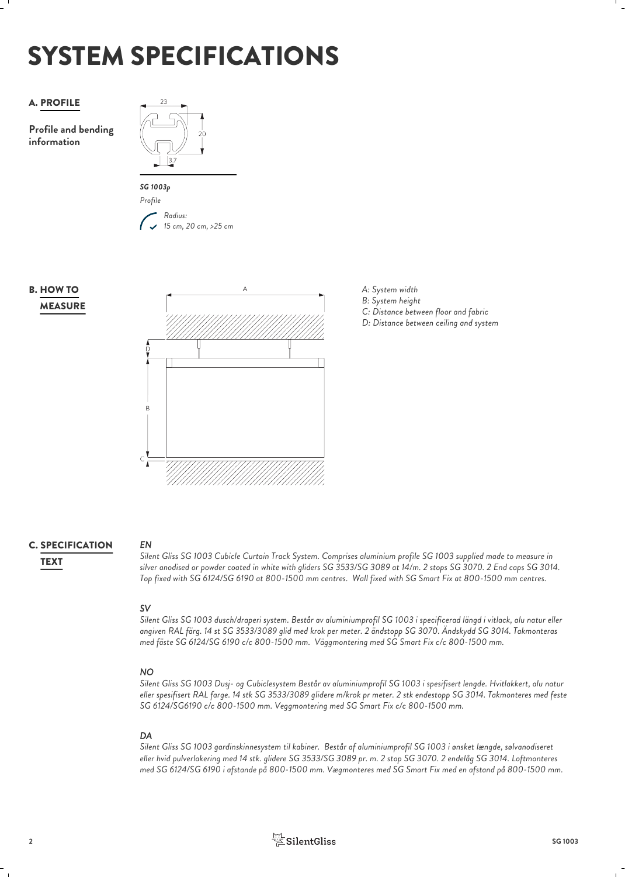# SYSTEM SPECIFICATIONS

## A. PROFILE

**Profile and bending information**

23

20

3.7

*SG 1003p*

*Profile*

*Radius:*
*15 cm, 20 cm, >25 cm*

## B. HOW TO MEASURE

A

D

B

C

*A: System width*
*B: System height*
*C: Distance between floor and fabric*
*D: Distance between ceiling and system*

## C. SPECIFICATION TEXT

***EN***

*Silent Gliss SG 1003 Cubicle Curtain Track System. Comprises aluminium profile SG 1003 supplied made to measure in silver anodised or powder coated in white with gliders SG 3533/SG 3089 at 14/m. 2 stops SG 3070. 2 End caps SG 3014. Top fixed with SG 6124/SG 6190 at 800-1500 mm centres. Wall fixed with SG Smart Fix at 800-1500 mm centres.*

***SV***

*Silent Gliss SG 1003 dusch/draperi system. Består av aluminiumprofil SG 1003 i specificerad längd i vitlack, alu natur eller angiven RAL färg. 14 st SG 3533/3089 glid med krok per meter. 2 ändstopp SG 3070. Ändskydd SG 3014. Takmonteras med fäste SG 6124/SG 6190 c/c 800-1500 mm. Väggmontering med SG Smart Fix c/c 800-1500 mm.*

***NO***

*Silent Gliss SG 1003 Dusj- og Cubiclesystem Består av aluminiumprofil SG 1003 i spesifisert lengde. Hvitlakkert, alu natur eller spesifisert RAL farge. 14 stk SG 3533/3089 glidere m/krok pr meter. 2 stk endestopp SG 3014. Takmonteres med feste SG 6124/SG6190 c/c 800-1500 mm. Veggmontering med SG Smart Fix c/c 800-1500 mm.*

***DA***

*Silent Gliss SG 1003 gardinskinnesystem til kabiner. Består af aluminiumprofil SG 1003 i ønsket længde, sølvanodiseret eller hvid pulverlakering med 14 stk. glidere SG 3533/SG 3089 pr. m. 2 stop SG 3070. 2 endelåg SG 3014. Loftmonteres med SG 6124/SG 6190 i afstande på 800-1500 mm. Vægmonteres med SG Smart Fix med en afstand på 800-1500 mm.*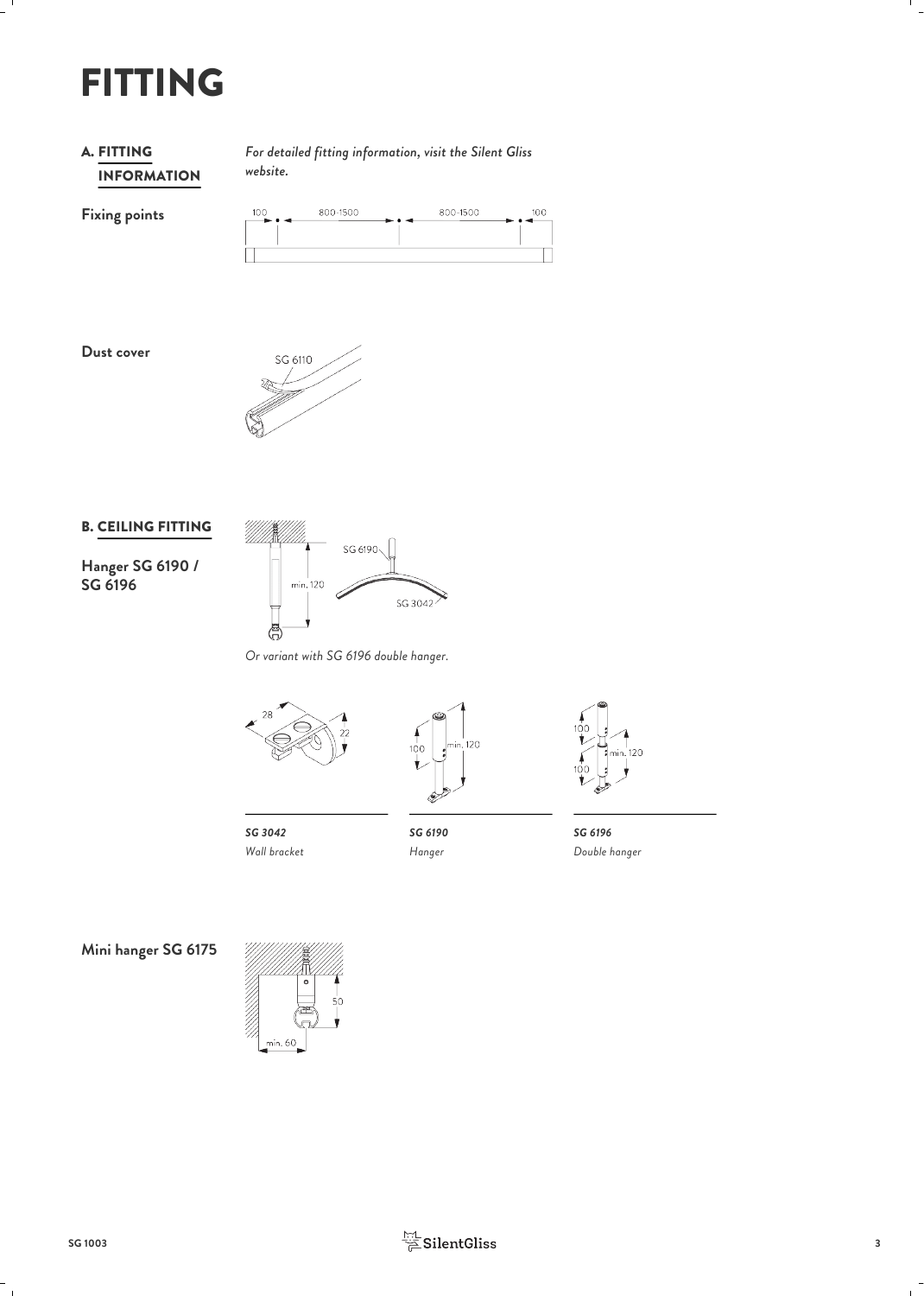# FITTING

## A. FITTING INFORMATION

*For detailed fitting information, visit the Silent Gliss website.*

**Fixing points**

100 800-1500 800-1500 100

**Dust cover**

SG 6110

## B. CEILING FITTING

**Hanger SG 6190 / SG 6196**

min. 120

SG 6190

SG 3042

*Or variant with SG 6196 double hanger.*

28 22

100 min. 120

100 100 min. 120

***SG 3042***
*Wall bracket*

***SG 6190***
*Hanger*

***SG 6196***
*Double hanger*

**Mini hanger SG 6175**

50

min. 60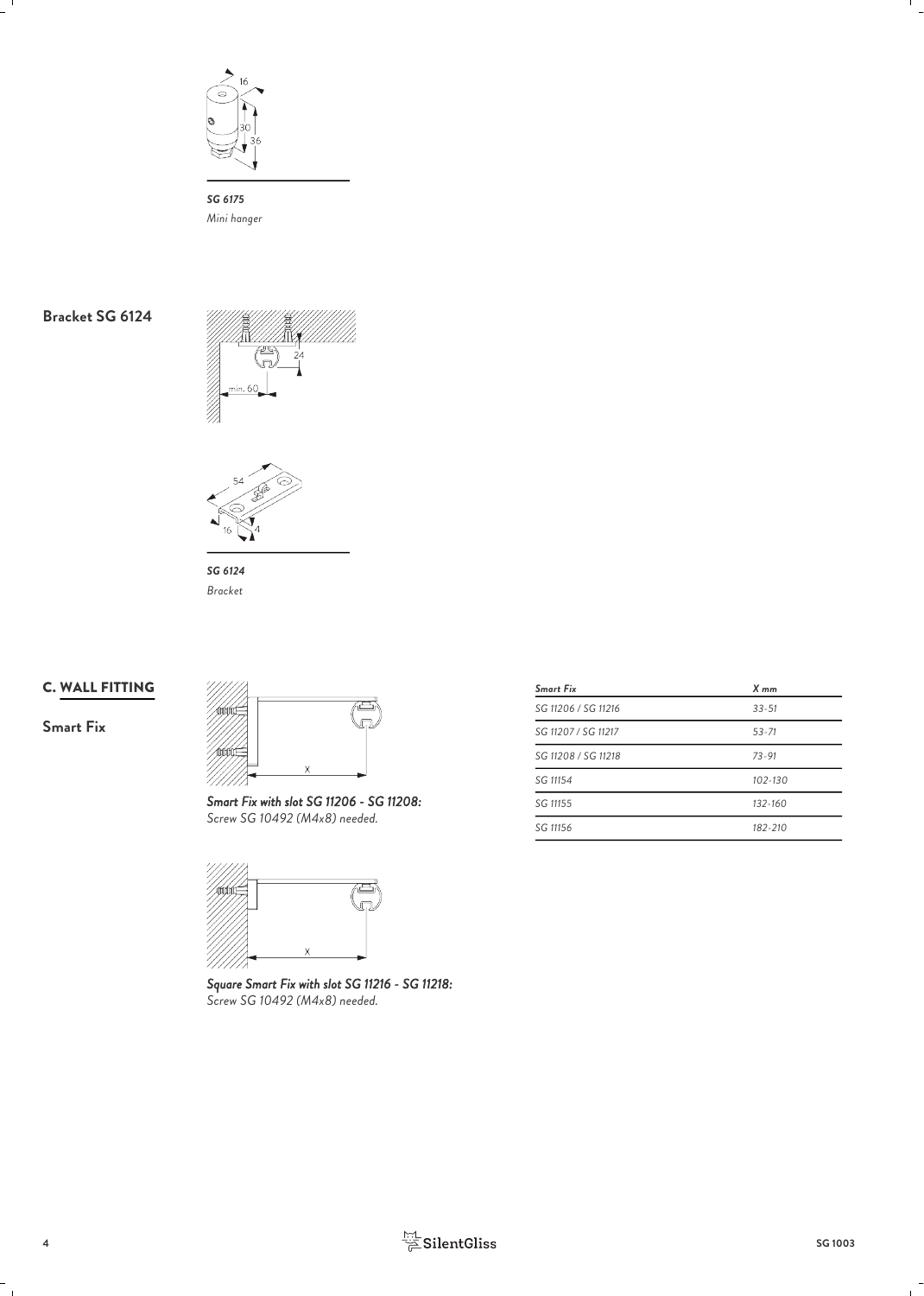***SG 6175***
*Mini hanger*

## Bracket SG 6124

***SG 6124***
*Bracket*

## C. WALL FITTING

### Smart Fix

***Smart Fix with slot SG 11206 - SG 11208:***
*Screw SG 10492 (M4x8) needed.*

***Square Smart Fix with slot SG 11216 - SG 11218:***
*Screw SG 10492 (M4x8) needed.*

| *Smart Fix* | *X mm* |
|---|---|
| *SG 11206 / SG 11216* | *33-51* |
| *SG 11207 / SG 11217* | *53-71* |
| *SG 11208 / SG 11218* | *73-91* |
| *SG 11154* | *102-130* |
| *SG 11155* | *132-160* |
| *SG 11156* | *182-210* |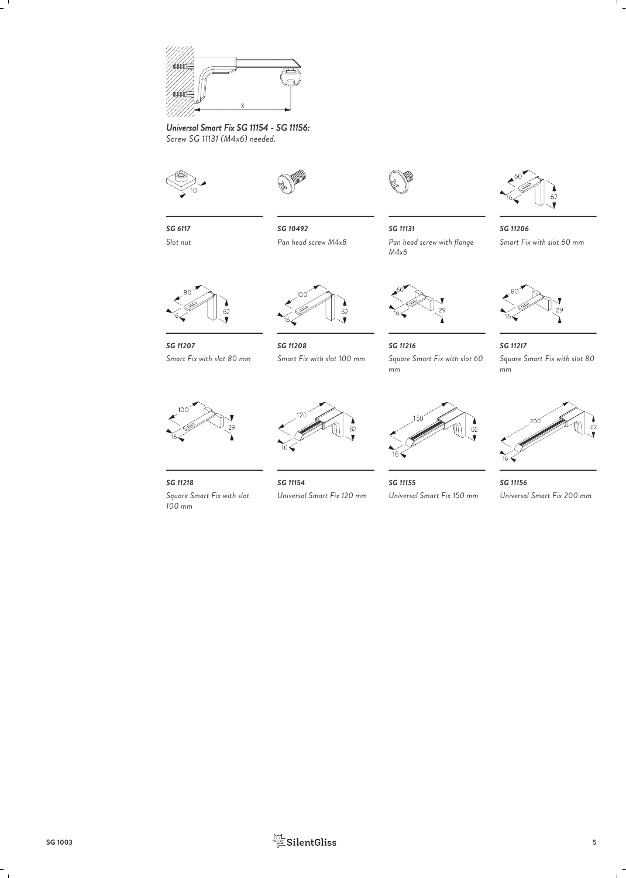*Universal Smart Fix SG 11154 - SG 11156:*
*Screw SG 11131 (M4x6) needed.*

***SG 6117***
*Slot nut*

***SG 10492***
*Pan head screw M4x8*

***SG 11131***
*Pan head screw with flange M4x6*

***SG 11206***
*Smart Fix with slot 60 mm*

***SG 11207***
*Smart Fix with slot 80 mm*

***SG 11208***
*Smart Fix with slot 100 mm*

***SG 11216***
*Square Smart Fix with slot 60 mm*

***SG 11217***
*Square Smart Fix with slot 80 mm*

***SG 11218***
*Square Smart Fix with slot 100 mm*

***SG 11154***
*Universal Smart Fix 120 mm*

***SG 11155***
*Universal Smart Fix 150 mm*

***SG 11156***
*Universal Smart Fix 200 mm*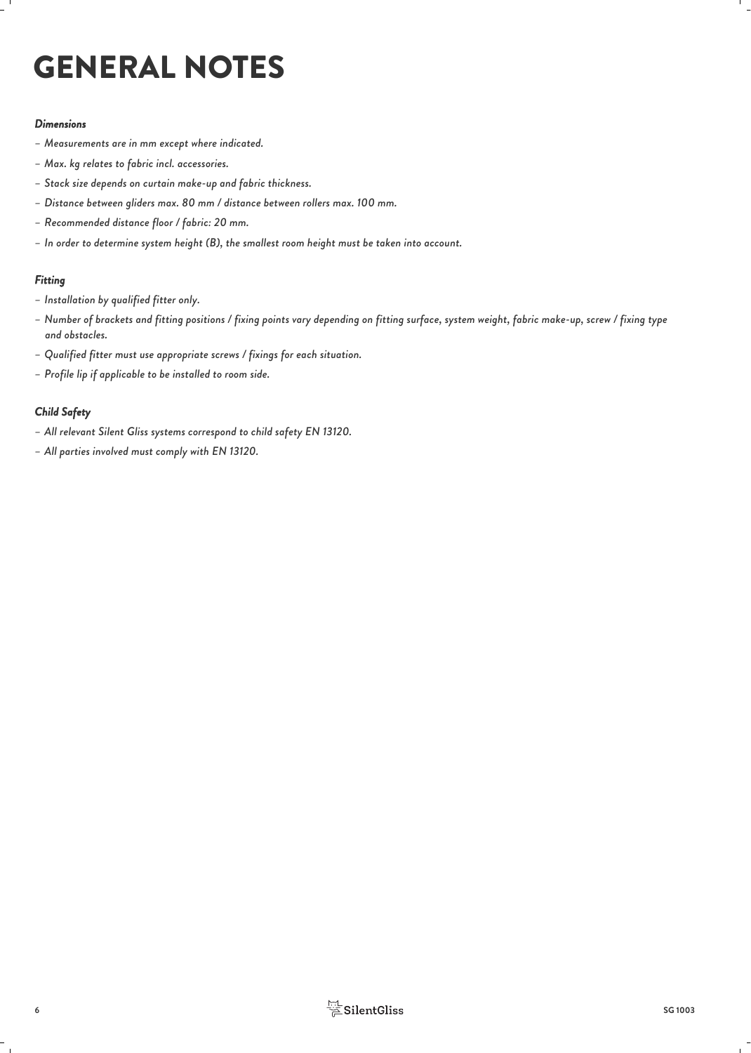# GENERAL NOTES

***Dimensions***

- *Measurements are in mm except where indicated.*
- *Max. kg relates to fabric incl. accessories.*
- *Stack size depends on curtain make-up and fabric thickness.*
- *Distance between gliders max. 80 mm / distance between rollers max. 100 mm.*
- *Recommended distance floor / fabric: 20 mm.*
- *In order to determine system height (B), the smallest room height must be taken into account.*

***Fitting***

- *Installation by qualified fitter only.*
- *Number of brackets and fitting positions / fixing points vary depending on fitting surface, system weight, fabric make-up, screw / fixing type and obstacles.*
- *Qualified fitter must use appropriate screws / fixings for each situation.*
- *Profile lip if applicable to be installed to room side.*

***Child Safety***

- *All relevant Silent Gliss systems correspond to child safety EN 13120.*
- *All parties involved must comply with EN 13120.*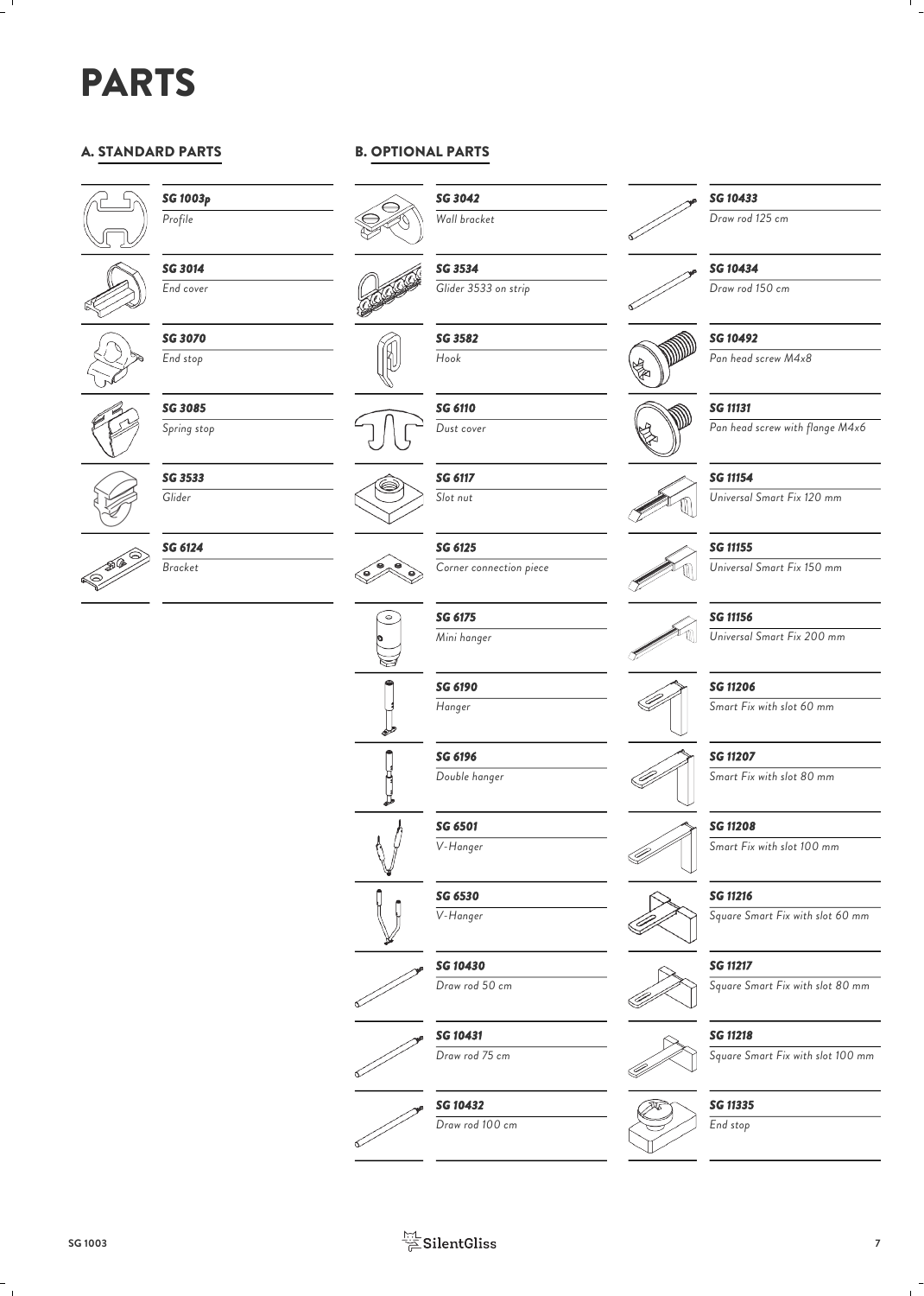# PARTS

## A. STANDARD PARTS

| Part no. | Description |
|---|---|
| SG 1003p | Profile |
| SG 3014 | End cover |
| SG 3070 | End stop |
| SG 3085 | Spring stop |
| SG 3533 | Glider |
| SG 6124 | Bracket |

## B. OPTIONAL PARTS

| Part no. | Description |
|---|---|
| SG 3042 | Wall bracket |
| SG 3534 | Glider 3533 on strip |
| SG 3582 | Hook |
| SG 6110 | Dust cover |
| SG 6117 | Slot nut |
| SG 6125 | Corner connection piece |
| SG 6175 | Mini hanger |
| SG 6190 | Hanger |
| SG 6196 | Double hanger |
| SG 6501 | V-Hanger |
| SG 6530 | V-Hanger |
| SG 10430 | Draw rod 50 cm |
| SG 10431 | Draw rod 75 cm |
| SG 10432 | Draw rod 100 cm |
| SG 10433 | Draw rod 125 cm |
| SG 10434 | Draw rod 150 cm |
| SG 10492 | Pan head screw M4x8 |
| SG 11131 | Pan head screw with flange M4x6 |
| SG 11154 | Universal Smart Fix 120 mm |
| SG 11155 | Universal Smart Fix 150 mm |
| SG 11156 | Universal Smart Fix 200 mm |
| SG 11206 | Smart Fix with slot 60 mm |
| SG 11207 | Smart Fix with slot 80 mm |
| SG 11208 | Smart Fix with slot 100 mm |
| SG 11216 | Square Smart Fix with slot 60 mm |
| SG 11217 | Square Smart Fix with slot 80 mm |
| SG 11218 | Square Smart Fix with slot 100 mm |
| SG 11335 | End stop |